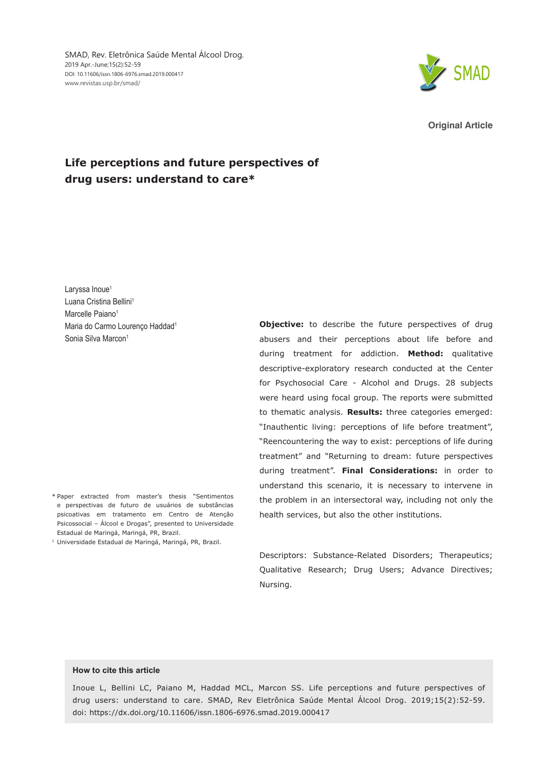Original Article

# Life perceptions and future perspectives of drug users: understand to care*

Laryssa Inoue[1]
Luana Cristina Bellini[1]
Marcelle Paiano[1]
Maria do Carmo Lourenço Haddad[1]
Sonia Silva Marcon[1]

**Objective:** to describe the future perspectives of drug abusers and their perceptions about life before and during treatment for addiction. **Method:** qualitative descriptive-exploratory research conducted at the Center for Psychosocial Care - Alcohol and Drugs. 28 subjects were heard using focal group. The reports were submitted to thematic analysis. **Results:** three categories emerged: "Inauthentic living: perceptions of life before treatment", "Reencountering the way to exist: perceptions of life during treatment" and "Returning to dream: future perspectives during treatment". **Final Considerations:** in order to understand this scenario, it is necessary to intervene in the problem in an intersectoral way, including not only the health services, but also the other institutions.

Descriptors: Substance-Related Disorders; Therapeutics; Qualitative Research; Drug Users; Advance Directives; Nursing.

\* Paper extracted from master's thesis "Sentimentos e perspectivas de futuro de usuários de substâncias psicoativas em tratamento em Centro de Atenção Psicossocial – Álcool e Drogas", presented to Universidade Estadual de Maringá, Maringá, PR, Brazil.

[1] Universidade Estadual de Maringá, Maringá, PR, Brazil.

**How to cite this article**

Inoue L, Bellini LC, Paiano M, Haddad MCL, Marcon SS. Life perceptions and future perspectives of drug users: understand to care. SMAD, Rev Eletrônica Saúde Mental Álcool Drog. 2019;15(2):52-59. doi: https://dx.doi.org/10.11606/issn.1806-6976.smad.2019.000417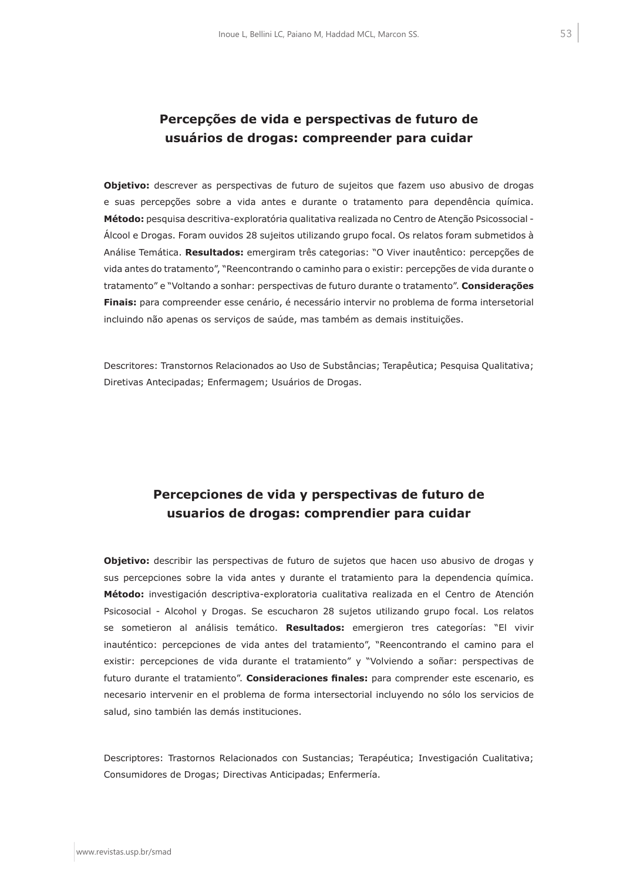## Percepções de vida e perspectivas de futuro de usuários de drogas: compreender para cuidar

**Objetivo:** descrever as perspectivas de futuro de sujeitos que fazem uso abusivo de drogas e suas percepções sobre a vida antes e durante o tratamento para dependência química. **Método:** pesquisa descritiva-exploratória qualitativa realizada no Centro de Atenção Psicossocial - Álcool e Drogas. Foram ouvidos 28 sujeitos utilizando grupo focal. Os relatos foram submetidos à Análise Temática. **Resultados:** emergiram três categorias: "O Viver inautêntico: percepções de vida antes do tratamento", "Reencontrando o caminho para o existir: percepções de vida durante o tratamento" e "Voltando a sonhar: perspectivas de futuro durante o tratamento". **Considerações Finais:** para compreender esse cenário, é necessário intervir no problema de forma intersetorial incluindo não apenas os serviços de saúde, mas também as demais instituições.

Descritores: Transtornos Relacionados ao Uso de Substâncias; Terapêutica; Pesquisa Qualitativa; Diretivas Antecipadas; Enfermagem; Usuários de Drogas.

## Percepciones de vida y perspectivas de futuro de usuarios de drogas: comprendier para cuidar

**Objetivo:** describir las perspectivas de futuro de sujetos que hacen uso abusivo de drogas y sus percepciones sobre la vida antes y durante el tratamiento para la dependencia química. **Método:** investigación descriptiva-exploratoria cualitativa realizada en el Centro de Atención Psicosocial - Alcohol y Drogas. Se escucharon 28 sujetos utilizando grupo focal. Los relatos se sometieron al análisis temático. **Resultados:** emergieron tres categorías: "El vivir inauténtico: percepciones de vida antes del tratamiento", "Reencontrando el camino para el existir: percepciones de vida durante el tratamiento" y "Volviendo a soñar: perspectivas de futuro durante el tratamiento". **Consideraciones finales:** para comprender este escenario, es necesario intervenir en el problema de forma intersectorial incluyendo no sólo los servicios de salud, sino también las demás instituciones.

Descriptores: Trastornos Relacionados con Sustancias; Terapéutica; Investigación Cualitativa; Consumidores de Drogas; Directivas Anticipadas; Enfermería.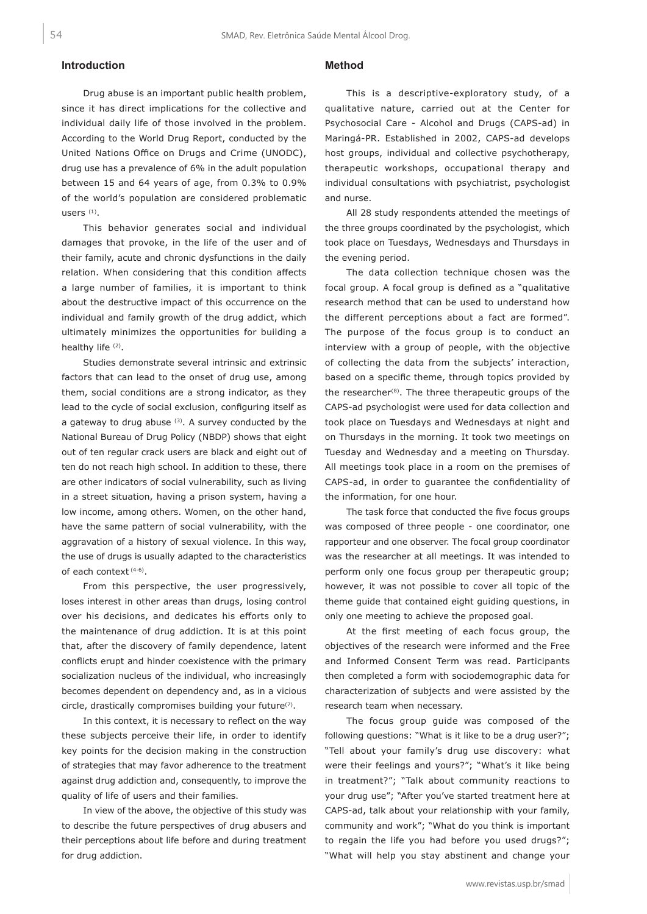## Introduction

Drug abuse is an important public health problem, since it has direct implications for the collective and individual daily life of those involved in the problem. According to the World Drug Report, conducted by the United Nations Office on Drugs and Crime (UNODC), drug use has a prevalence of 6% in the adult population between 15 and 64 years of age, from 0.3% to 0.9% of the world's population are considered problematic users [1].

This behavior generates social and individual damages that provoke, in the life of the user and of their family, acute and chronic dysfunctions in the daily relation. When considering that this condition affects a large number of families, it is important to think about the destructive impact of this occurrence on the individual and family growth of the drug addict, which ultimately minimizes the opportunities for building a healthy life [2].

Studies demonstrate several intrinsic and extrinsic factors that can lead to the onset of drug use, among them, social conditions are a strong indicator, as they lead to the cycle of social exclusion, configuring itself as a gateway to drug abuse [3]. A survey conducted by the National Bureau of Drug Policy (NBDP) shows that eight out of ten regular crack users are black and eight out of ten do not reach high school. In addition to these, there are other indicators of social vulnerability, such as living in a street situation, having a prison system, having a low income, among others. Women, on the other hand, have the same pattern of social vulnerability, with the aggravation of a history of sexual violence. In this way, the use of drugs is usually adapted to the characteristics of each context [4-6].

From this perspective, the user progressively, loses interest in other areas than drugs, losing control over his decisions, and dedicates his efforts only to the maintenance of drug addiction. It is at this point that, after the discovery of family dependence, latent conflicts erupt and hinder coexistence with the primary socialization nucleus of the individual, who increasingly becomes dependent on dependency and, as in a vicious circle, drastically compromises building your future[7].

In this context, it is necessary to reflect on the way these subjects perceive their life, in order to identify key points for the decision making in the construction of strategies that may favor adherence to the treatment against drug addiction and, consequently, to improve the quality of life of users and their families.

In view of the above, the objective of this study was to describe the future perspectives of drug abusers and their perceptions about life before and during treatment for drug addiction.

## Method

This is a descriptive-exploratory study, of a qualitative nature, carried out at the Center for Psychosocial Care - Alcohol and Drugs (CAPS-ad) in Maringá-PR. Established in 2002, CAPS-ad develops host groups, individual and collective psychotherapy, therapeutic workshops, occupational therapy and individual consultations with psychiatrist, psychologist and nurse.

All 28 study respondents attended the meetings of the three groups coordinated by the psychologist, which took place on Tuesdays, Wednesdays and Thursdays in the evening period.

The data collection technique chosen was the focal group. A focal group is defined as a "qualitative research method that can be used to understand how the different perceptions about a fact are formed". The purpose of the focus group is to conduct an interview with a group of people, with the objective of collecting the data from the subjects' interaction, based on a specific theme, through topics provided by the researcher[8]. The three therapeutic groups of the CAPS-ad psychologist were used for data collection and took place on Tuesdays and Wednesdays at night and on Thursdays in the morning. It took two meetings on Tuesday and Wednesday and a meeting on Thursday. All meetings took place in a room on the premises of CAPS-ad, in order to guarantee the confidentiality of the information, for one hour.

The task force that conducted the five focus groups was composed of three people - one coordinator, one rapporteur and one observer. The focal group coordinator was the researcher at all meetings. It was intended to perform only one focus group per therapeutic group; however, it was not possible to cover all topic of the theme guide that contained eight guiding questions, in only one meeting to achieve the proposed goal.

At the first meeting of each focus group, the objectives of the research were informed and the Free and Informed Consent Term was read. Participants then completed a form with sociodemographic data for characterization of subjects and were assisted by the research team when necessary.

The focus group guide was composed of the following questions: "What is it like to be a drug user?"; "Tell about your family's drug use discovery: what were their feelings and yours?"; "What's it like being in treatment?"; "Talk about community reactions to your drug use"; "After you've started treatment here at CAPS-ad, talk about your relationship with your family, community and work"; "What do you think is important to regain the life you had before you used drugs?"; "What will help you stay abstinent and change your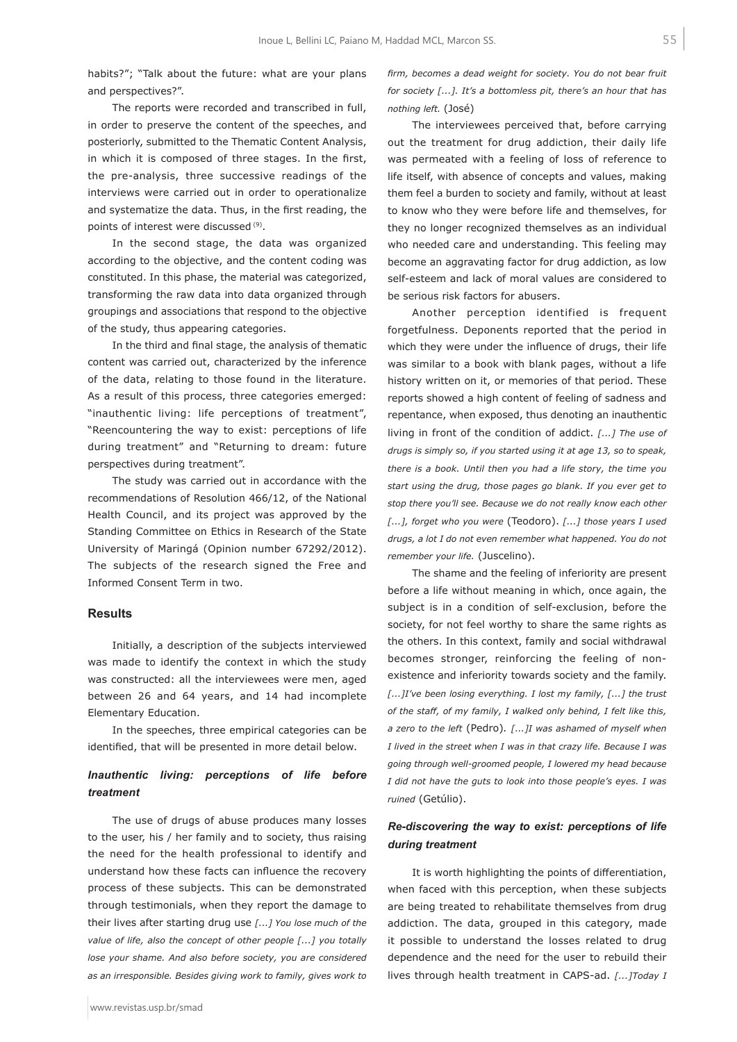habits?"; "Talk about the future: what are your plans and perspectives?".

The reports were recorded and transcribed in full, in order to preserve the content of the speeches, and posteriorly, submitted to the Thematic Content Analysis, in which it is composed of three stages. In the first, the pre-analysis, three successive readings of the interviews were carried out in order to operationalize and systematize the data. Thus, in the first reading, the points of interest were discussed [9].

In the second stage, the data was organized according to the objective, and the content coding was constituted. In this phase, the material was categorized, transforming the raw data into data organized through groupings and associations that respond to the objective of the study, thus appearing categories.

In the third and final stage, the analysis of thematic content was carried out, characterized by the inference of the data, relating to those found in the literature. As a result of this process, three categories emerged: "inauthentic living: life perceptions of treatment", "Reencountering the way to exist: perceptions of life during treatment" and "Returning to dream: future perspectives during treatment".

The study was carried out in accordance with the recommendations of Resolution 466/12, of the National Health Council, and its project was approved by the Standing Committee on Ethics in Research of the State University of Maringá (Opinion number 67292/2012). The subjects of the research signed the Free and Informed Consent Term in two.

## Results

Initially, a description of the subjects interviewed was made to identify the context in which the study was constructed: all the interviewees were men, aged between 26 and 64 years, and 14 had incomplete Elementary Education.

In the speeches, three empirical categories can be identified, that will be presented in more detail below.

### *Inauthentic living: perceptions of life before treatment*

The use of drugs of abuse produces many losses to the user, his / her family and to society, thus raising the need for the health professional to identify and understand how these facts can influence the recovery process of these subjects. This can be demonstrated through testimonials, when they report the damage to their lives after starting drug use *[...] You lose much of the value of life, also the concept of other people [...] you totally lose your shame. And also before society, you are considered as an irresponsible. Besides giving work to family, gives work to firm, becomes a dead weight for society. You do not bear fruit for society [...]. It's a bottomless pit, there's an hour that has nothing left.* (José)

The interviewees perceived that, before carrying out the treatment for drug addiction, their daily life was permeated with a feeling of loss of reference to life itself, with absence of concepts and values, making them feel a burden to society and family, without at least to know who they were before life and themselves, for they no longer recognized themselves as an individual who needed care and understanding. This feeling may become an aggravating factor for drug addiction, as low self-esteem and lack of moral values are considered to be serious risk factors for abusers.

Another perception identified is frequent forgetfulness. Deponents reported that the period in which they were under the influence of drugs, their life was similar to a book with blank pages, without a life history written on it, or memories of that period. These reports showed a high content of feeling of sadness and repentance, when exposed, thus denoting an inauthentic living in front of the condition of addict. *[...] The use of drugs is simply so, if you started using it at age 13, so to speak, there is a book. Until then you had a life story, the time you start using the drug, those pages go blank. If you ever get to stop there you'll see. Because we do not really know each other [...], forget who you were* (Teodoro). *[...] those years I used drugs, a lot I do not even remember what happened. You do not remember your life.* (Juscelino).

The shame and the feeling of inferiority are present before a life without meaning in which, once again, the subject is in a condition of self-exclusion, before the society, for not feel worthy to share the same rights as the others. In this context, family and social withdrawal becomes stronger, reinforcing the feeling of non-existence and inferiority towards society and the family. *[...]I've been losing everything. I lost my family, [...] the trust of the staff, of my family, I walked only behind, I felt like this, a zero to the left* (Pedro). *[...]I was ashamed of myself when I lived in the street when I was in that crazy life. Because I was going through well-groomed people, I lowered my head because I did not have the guts to look into those people's eyes. I was ruined* (Getúlio).

### *Re-discovering the way to exist: perceptions of life during treatment*

It is worth highlighting the points of differentiation, when faced with this perception, when these subjects are being treated to rehabilitate themselves from drug addiction. The data, grouped in this category, made it possible to understand the losses related to drug dependence and the need for the user to rebuild their lives through health treatment in CAPS-ad. *[...]Today I*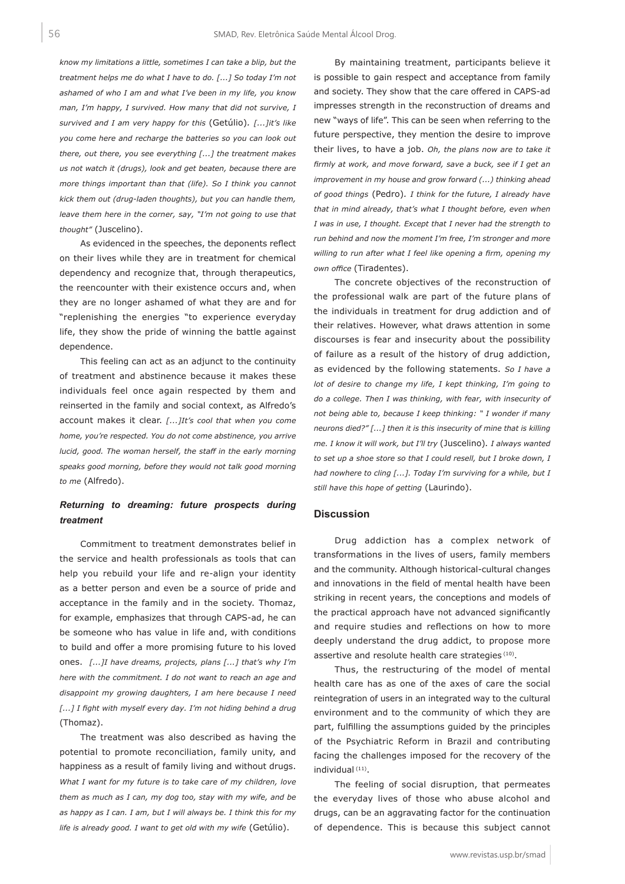*know my limitations a little, sometimes I can take a blip, but the treatment helps me do what I have to do. [...] So today I'm not ashamed of who I am and what I've been in my life, you know man, I'm happy, I survived. How many that did not survive, I survived and I am very happy for this* (Getúlio). *[...]it's like you come here and recharge the batteries so you can look out there, out there, you see everything [...] the treatment makes us not watch it (drugs), look and get beaten, because there are more things important than that (life). So I think you cannot kick them out (drug-laden thoughts), but you can handle them, leave them here in the corner, say, "I'm not going to use that thought"* (Juscelino).

As evidenced in the speeches, the deponents reflect on their lives while they are in treatment for chemical dependency and recognize that, through therapeutics, the reencounter with their existence occurs and, when they are no longer ashamed of what they are and for "replenishing the energies "to experience everyday life, they show the pride of winning the battle against dependence.

This feeling can act as an adjunct to the continuity of treatment and abstinence because it makes these individuals feel once again respected by them and reinserted in the family and social context, as Alfredo's account makes it clear. *[...]It's cool that when you come home, you're respected. You do not come abstinence, you arrive lucid, good. The woman herself, the staff in the early morning speaks good morning, before they would not talk good morning to me* (Alfredo).

### *Returning to dreaming: future prospects during treatment*

Commitment to treatment demonstrates belief in the service and health professionals as tools that can help you rebuild your life and re-align your identity as a better person and even be a source of pride and acceptance in the family and in the society. Thomaz, for example, emphasizes that through CAPS-ad, he can be someone who has value in life and, with conditions to build and offer a more promising future to his loved ones. *[...]I have dreams, projects, plans [...] that's why I'm here with the commitment. I do not want to reach an age and disappoint my growing daughters, I am here because I need [...] I fight with myself every day. I'm not hiding behind a drug* (Thomaz).

The treatment was also described as having the potential to promote reconciliation, family unity, and happiness as a result of family living and without drugs. *What I want for my future is to take care of my children, love them as much as I can, my dog too, stay with my wife, and be as happy as I can. I am, but I will always be. I think this for my life is already good. I want to get old with my wife* (Getúlio).

By maintaining treatment, participants believe it is possible to gain respect and acceptance from family and society. They show that the care offered in CAPS-ad impresses strength in the reconstruction of dreams and new "ways of life". This can be seen when referring to the future perspective, they mention the desire to improve their lives, to have a job. *Oh, the plans now are to take it firmly at work, and move forward, save a buck, see if I get an improvement in my house and grow forward (...) thinking ahead of good things* (Pedro). *I think for the future, I already have that in mind already, that's what I thought before, even when I was in use, I thought. Except that I never had the strength to run behind and now the moment I'm free, I'm stronger and more willing to run after what I feel like opening a firm, opening my own office* (Tiradentes).

The concrete objectives of the reconstruction of the professional walk are part of the future plans of the individuals in treatment for drug addiction and of their relatives. However, what draws attention in some discourses is fear and insecurity about the possibility of failure as a result of the history of drug addiction, as evidenced by the following statements. *So I have a lot of desire to change my life, I kept thinking, I'm going to do a college. Then I was thinking, with fear, with insecurity of not being able to, because I keep thinking: " I wonder if many neurons died?" [...] then it is this insecurity of mine that is killing me. I know it will work, but I'll try* (Juscelino). *I always wanted to set up a shoe store so that I could resell, but I broke down, I had nowhere to cling [...]. Today I'm surviving for a while, but I still have this hope of getting* (Laurindo).

## Discussion

Drug addiction has a complex network of transformations in the lives of users, family members and the community. Although historical-cultural changes and innovations in the field of mental health have been striking in recent years, the conceptions and models of the practical approach have not advanced significantly and require studies and reflections on how to more deeply understand the drug addict, to propose more assertive and resolute health care strategies [10].

Thus, the restructuring of the model of mental health care has as one of the axes of care the social reintegration of users in an integrated way to the cultural environment and to the community of which they are part, fulfilling the assumptions guided by the principles of the Psychiatric Reform in Brazil and contributing facing the challenges imposed for the recovery of the individual [11].

The feeling of social disruption, that permeates the everyday lives of those who abuse alcohol and drugs, can be an aggravating factor for the continuation of dependence. This is because this subject cannot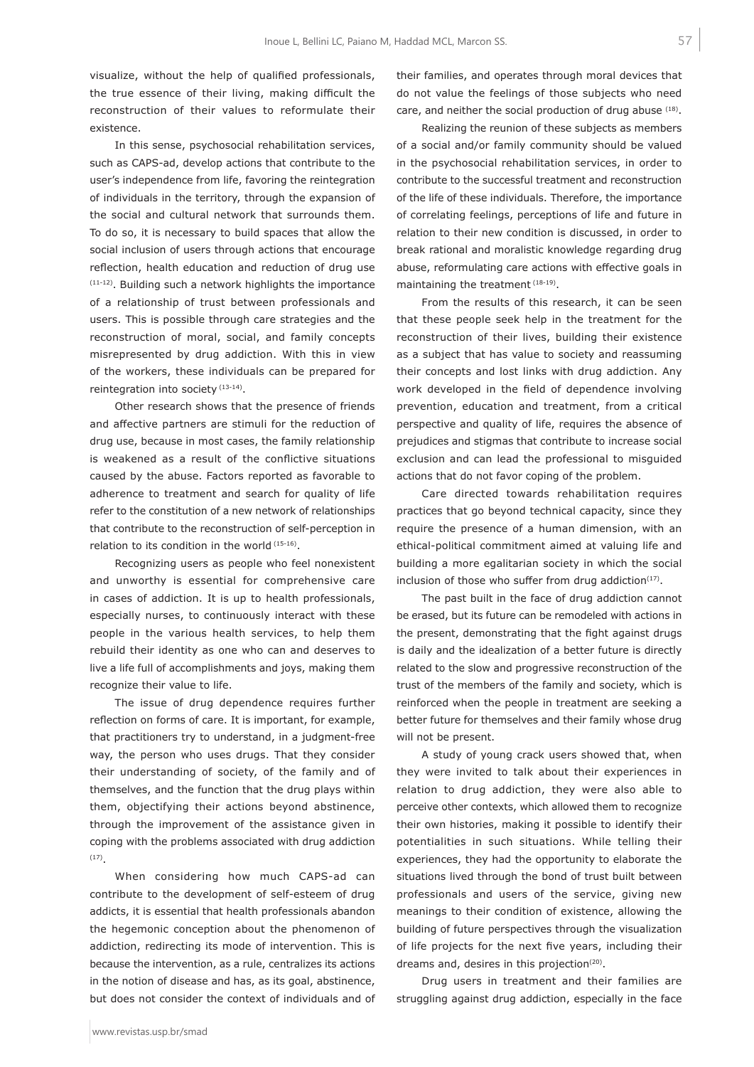visualize, without the help of qualified professionals, the true essence of their living, making difficult the reconstruction of their values to reformulate their existence.

In this sense, psychosocial rehabilitation services, such as CAPS-ad, develop actions that contribute to the user's independence from life, favoring the reintegration of individuals in the territory, through the expansion of the social and cultural network that surrounds them. To do so, it is necessary to build spaces that allow the social inclusion of users through actions that encourage reflection, health education and reduction of drug use [11-12]. Building such a network highlights the importance of a relationship of trust between professionals and users. This is possible through care strategies and the reconstruction of moral, social, and family concepts misrepresented by drug addiction. With this in view of the workers, these individuals can be prepared for reintegration into society [13-14].

Other research shows that the presence of friends and affective partners are stimuli for the reduction of drug use, because in most cases, the family relationship is weakened as a result of the conflictive situations caused by the abuse. Factors reported as favorable to adherence to treatment and search for quality of life refer to the constitution of a new network of relationships that contribute to the reconstruction of self-perception in relation to its condition in the world [15-16].

Recognizing users as people who feel nonexistent and unworthy is essential for comprehensive care in cases of addiction. It is up to health professionals, especially nurses, to continuously interact with these people in the various health services, to help them rebuild their identity as one who can and deserves to live a life full of accomplishments and joys, making them recognize their value to life.

The issue of drug dependence requires further reflection on forms of care. It is important, for example, that practitioners try to understand, in a judgment-free way, the person who uses drugs. That they consider their understanding of society, of the family and of themselves, and the function that the drug plays within them, objectifying their actions beyond abstinence, through the improvement of the assistance given in coping with the problems associated with drug addiction [17].

When considering how much CAPS-ad can contribute to the development of self-esteem of drug addicts, it is essential that health professionals abandon the hegemonic conception about the phenomenon of addiction, redirecting its mode of intervention. This is because the intervention, as a rule, centralizes its actions in the notion of disease and has, as its goal, abstinence, but does not consider the context of individuals and of their families, and operates through moral devices that do not value the feelings of those subjects who need care, and neither the social production of drug abuse [18].

Realizing the reunion of these subjects as members of a social and/or family community should be valued in the psychosocial rehabilitation services, in order to contribute to the successful treatment and reconstruction of the life of these individuals. Therefore, the importance of correlating feelings, perceptions of life and future in relation to their new condition is discussed, in order to break rational and moralistic knowledge regarding drug abuse, reformulating care actions with effective goals in maintaining the treatment [18-19].

From the results of this research, it can be seen that these people seek help in the treatment for the reconstruction of their lives, building their existence as a subject that has value to society and reassuming their concepts and lost links with drug addiction. Any work developed in the field of dependence involving prevention, education and treatment, from a critical perspective and quality of life, requires the absence of prejudices and stigmas that contribute to increase social exclusion and can lead the professional to misguided actions that do not favor coping of the problem.

Care directed towards rehabilitation requires practices that go beyond technical capacity, since they require the presence of a human dimension, with an ethical-political commitment aimed at valuing life and building a more egalitarian society in which the social inclusion of those who suffer from drug addiction[17].

The past built in the face of drug addiction cannot be erased, but its future can be remodeled with actions in the present, demonstrating that the fight against drugs is daily and the idealization of a better future is directly related to the slow and progressive reconstruction of the trust of the members of the family and society, which is reinforced when the people in treatment are seeking a better future for themselves and their family whose drug will not be present.

A study of young crack users showed that, when they were invited to talk about their experiences in relation to drug addiction, they were also able to perceive other contexts, which allowed them to recognize their own histories, making it possible to identify their potentialities in such situations. While telling their experiences, they had the opportunity to elaborate the situations lived through the bond of trust built between professionals and users of the service, giving new meanings to their condition of existence, allowing the building of future perspectives through the visualization of life projects for the next five years, including their dreams and, desires in this projection[20].

Drug users in treatment and their families are struggling against drug addiction, especially in the face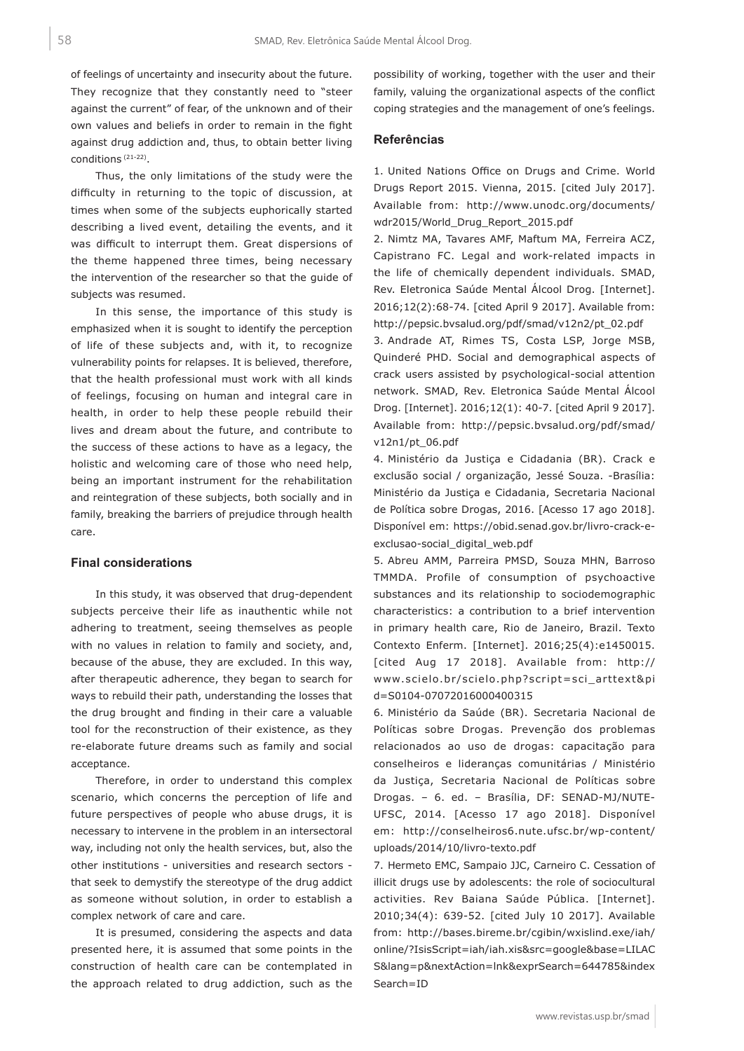of feelings of uncertainty and insecurity about the future. They recognize that they constantly need to "steer against the current" of fear, of the unknown and of their own values and beliefs in order to remain in the fight against drug addiction and, thus, to obtain better living conditions [21-22].

Thus, the only limitations of the study were the difficulty in returning to the topic of discussion, at times when some of the subjects euphorically started describing a lived event, detailing the events, and it was difficult to interrupt them. Great dispersions of the theme happened three times, being necessary the intervention of the researcher so that the guide of subjects was resumed.

In this sense, the importance of this study is emphasized when it is sought to identify the perception of life of these subjects and, with it, to recognize vulnerability points for relapses. It is believed, therefore, that the health professional must work with all kinds of feelings, focusing on human and integral care in health, in order to help these people rebuild their lives and dream about the future, and contribute to the success of these actions to have as a legacy, the holistic and welcoming care of those who need help, being an important instrument for the rehabilitation and reintegration of these subjects, both socially and in family, breaking the barriers of prejudice through health care.

## Final considerations

In this study, it was observed that drug-dependent subjects perceive their life as inauthentic while not adhering to treatment, seeing themselves as people with no values in relation to family and society, and, because of the abuse, they are excluded. In this way, after therapeutic adherence, they began to search for ways to rebuild their path, understanding the losses that the drug brought and finding in their care a valuable tool for the reconstruction of their existence, as they re-elaborate future dreams such as family and social acceptance.

Therefore, in order to understand this complex scenario, which concerns the perception of life and future perspectives of people who abuse drugs, it is necessary to intervene in the problem in an intersectoral way, including not only the health services, but, also the other institutions - universities and research sectors - that seek to demystify the stereotype of the drug addict as someone without solution, in order to establish a complex network of care and care.

It is presumed, considering the aspects and data presented here, it is assumed that some points in the construction of health care can be contemplated in the approach related to drug addiction, such as the possibility of working, together with the user and their family, valuing the organizational aspects of the conflict coping strategies and the management of one's feelings.

## Referências

1. United Nations Office on Drugs and Crime. World Drugs Report 2015. Vienna, 2015. [cited July 2017]. Available from: http://www.unodc.org/documents/wdr2015/World_Drug_Report_2015.pdf

2. Nimtz MA, Tavares AMF, Maftum MA, Ferreira ACZ, Capistrano FC. Legal and work-related impacts in the life of chemically dependent individuals. SMAD, Rev. Eletronica Saúde Mental Álcool Drog. [Internet]. 2016;12(2):68-74. [cited April 9 2017]. Available from: http://pepsic.bvsalud.org/pdf/smad/v12n2/pt_02.pdf

3. Andrade AT, Rimes TS, Costa LSP, Jorge MSB, Quinderé PHD. Social and demographical aspects of crack users assisted by psychological-social attention network. SMAD, Rev. Eletronica Saúde Mental Álcool Drog. [Internet]. 2016;12(1): 40-7. [cited April 9 2017]. Available from: http://pepsic.bvsalud.org/pdf/smad/v12n1/pt_06.pdf

4. Ministério da Justiça e Cidadania (BR). Crack e exclusão social / organização, Jessé Souza. -Brasília: Ministério da Justiça e Cidadania, Secretaria Nacional de Política sobre Drogas, 2016. [Acesso 17 ago 2018]. Disponível em: https://obid.senad.gov.br/livro-crack-e-exclusao-social_digital_web.pdf

5. Abreu AMM, Parreira PMSD, Souza MHN, Barroso TMMDA. Profile of consumption of psychoactive substances and its relationship to sociodemographic characteristics: a contribution to a brief intervention in primary health care, Rio de Janeiro, Brazil. Texto Contexto Enferm. [Internet]. 2016;25(4):e1450015. [cited Aug 17 2018]. Available from: http://www.scielo.br/scielo.php?script=sci_arttext&pid=S0104-07072016000400315

6. Ministério da Saúde (BR). Secretaria Nacional de Políticas sobre Drogas. Prevenção dos problemas relacionados ao uso de drogas: capacitação para conselheiros e lideranças comunitárias / Ministério da Justiça, Secretaria Nacional de Políticas sobre Drogas. – 6. ed. – Brasília, DF: SENAD-MJ/NUTE-UFSC, 2014. [Acesso 17 ago 2018]. Disponível em: http://conselheiros6.nute.ufsc.br/wp-content/uploads/2014/10/livro-texto.pdf

7. Hermeto EMC, Sampaio JJC, Carneiro C. Cessation of illicit drugs use by adolescents: the role of sociocultural activities. Rev Baiana Saúde Pública. [Internet]. 2010;34(4): 639-52. [cited July 10 2017]. Available from: http://bases.bireme.br/cgibin/wxislind.exe/iah/online/?IsisScript=iah/iah.xis&src=google&base=LILACS&lang=p&nextAction=lnk&exprSearch=644785&indexSearch=ID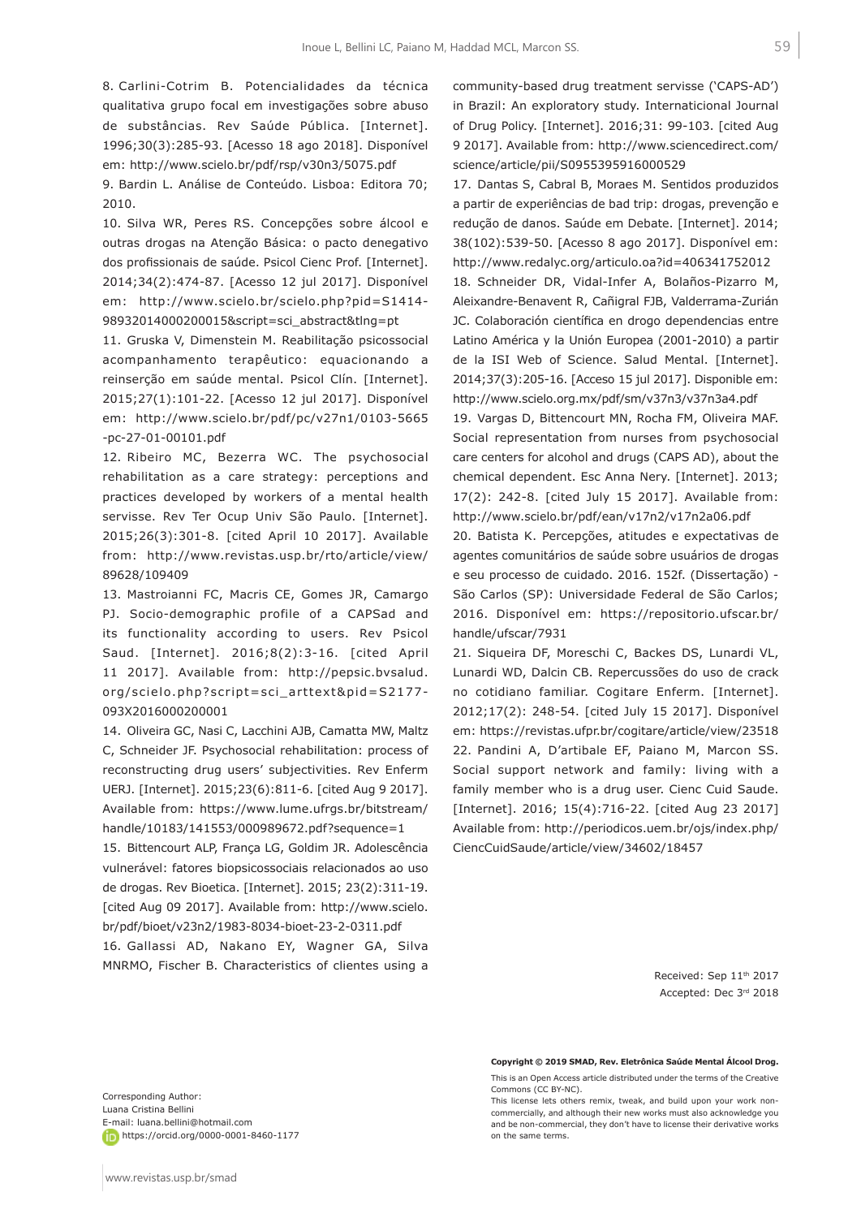8. Carlini-Cotrim B. Potencialidades da técnica qualitativa grupo focal em investigações sobre abuso de substâncias. Rev Saúde Pública. [Internet]. 1996;30(3):285-93. [Acesso 18 ago 2018]. Disponível em: http://www.scielo.br/pdf/rsp/v30n3/5075.pdf

9. Bardin L. Análise de Conteúdo. Lisboa: Editora 70; 2010.

10. Silva WR, Peres RS. Concepções sobre álcool e outras drogas na Atenção Básica: o pacto denegativo dos profissionais de saúde. Psicol Cienc Prof. [Internet]. 2014;34(2):474-87. [Acesso 12 jul 2017]. Disponível em: http://www.scielo.br/scielo.php?pid=S1414-98932014000200015&script=sci_abstract&tlng=pt

11. Gruska V, Dimenstein M. Reabilitação psicossocial acompanhamento terapêutico: equacionando a reinserção em saúde mental. Psicol Clín. [Internet]. 2015;27(1):101-22. [Acesso 12 jul 2017]. Disponível em: http://www.scielo.br/pdf/pc/v27n1/0103-5665-pc-27-01-00101.pdf

12. Ribeiro MC, Bezerra WC. The psychosocial rehabilitation as a care strategy: perceptions and practices developed by workers of a mental health servisse. Rev Ter Ocup Univ São Paulo. [Internet]. 2015;26(3):301-8. [cited April 10 2017]. Available from: http://www.revistas.usp.br/rto/article/view/89628/109409

13. Mastroianni FC, Macris CE, Gomes JR, Camargo PJ. Socio-demographic profile of a CAPSad and its functionality according to users. Rev Psicol Saud. [Internet]. 2016;8(2):3-16. [cited April 11 2017]. Available from: http://pepsic.bvsalud.org/scielo.php?script=sci_arttext&pid=S2177-093X2016000200001

14. Oliveira GC, Nasi C, Lacchini AJB, Camatta MW, Maltz C, Schneider JF. Psychosocial rehabilitation: process of reconstructing drug users' subjectivities. Rev Enferm UERJ. [Internet]. 2015;23(6):811-6. [cited Aug 9 2017]. Available from: https://www.lume.ufrgs.br/bitstream/handle/10183/141553/000989672.pdf?sequence=1

15. Bittencourt ALP, França LG, Goldim JR. Adolescência vulnerável: fatores biopsicossociais relacionados ao uso de drogas. Rev Bioetica. [Internet]. 2015; 23(2):311-19. [cited Aug 09 2017]. Available from: http://www.scielo.br/pdf/bioet/v23n2/1983-8034-bioet-23-2-0311.pdf

16. Gallassi AD, Nakano EY, Wagner GA, Silva MNRMO, Fischer B. Characteristics of clientes using a community-based drug treatment servisse ('CAPS-AD') in Brazil: An exploratory study. Internaticional Journal of Drug Policy. [Internet]. 2016;31: 99-103. [cited Aug 9 2017]. Available from: http://www.sciencedirect.com/science/article/pii/S0955395916000529

17. Dantas S, Cabral B, Moraes M. Sentidos produzidos a partir de experiências de bad trip: drogas, prevenção e redução de danos. Saúde em Debate. [Internet]. 2014; 38(102):539-50. [Acesso 8 ago 2017]. Disponível em: http://www.redalyc.org/articulo.oa?id=406341752012

18. Schneider DR, Vidal-Infer A, Bolaños-Pizarro M, Aleixandre-Benavent R, Cañigral FJB, Valderrama-Zurián JC. Colaboración científica en drogo dependencias entre Latino América y la Unión Europea (2001-2010) a partir de la ISI Web of Science. Salud Mental. [Internet]. 2014;37(3):205-16. [Acceso 15 jul 2017]. Disponible em: http://www.scielo.org.mx/pdf/sm/v37n3/v37n3a4.pdf

19. Vargas D, Bittencourt MN, Rocha FM, Oliveira MAF. Social representation from nurses from psychosocial care centers for alcohol and drugs (CAPS AD), about the chemical dependent. Esc Anna Nery. [Internet]. 2013; 17(2): 242-8. [cited July 15 2017]. Available from: http://www.scielo.br/pdf/ean/v17n2/v17n2a06.pdf

20. Batista K. Percepções, atitudes e expectativas de agentes comunitários de saúde sobre usuários de drogas e seu processo de cuidado. 2016. 152f. (Dissertação) - São Carlos (SP): Universidade Federal de São Carlos; 2016. Disponível em: https://repositorio.ufscar.br/handle/ufscar/7931

21. Siqueira DF, Moreschi C, Backes DS, Lunardi VL, Lunardi WD, Dalcin CB. Repercussões do uso de crack no cotidiano familiar. Cogitare Enferm. [Internet]. 2012;17(2): 248-54. [cited July 15 2017]. Disponível em: https://revistas.ufpr.br/cogitare/article/view/23518

22. Pandini A, D'artibale EF, Paiano M, Marcon SS. Social support network and family: living with a family member who is a drug user. Cienc Cuid Saude. [Internet]. 2016; 15(4):716-22. [cited Aug 23 2017] Available from: http://periodicos.uem.br/ojs/index.php/CiencCuidSaude/article/view/34602/18457

Received: Sep 11th 2017
Accepted: Dec 3rd 2018

Corresponding Author:
Luana Cristina Bellini
E-mail: luana.bellini@hotmail.com
https://orcid.org/0000-0001-8460-1177

**Copyright © 2019 SMAD, Rev. Eletrônica Saúde Mental Álcool Drog.**

This is an Open Access article distributed under the terms of the Creative Commons (CC BY-NC).

This license lets others remix, tweak, and build upon your work non-commercially, and although their new works must also acknowledge you and be non-commercial, they don't have to license their derivative works on the same terms.